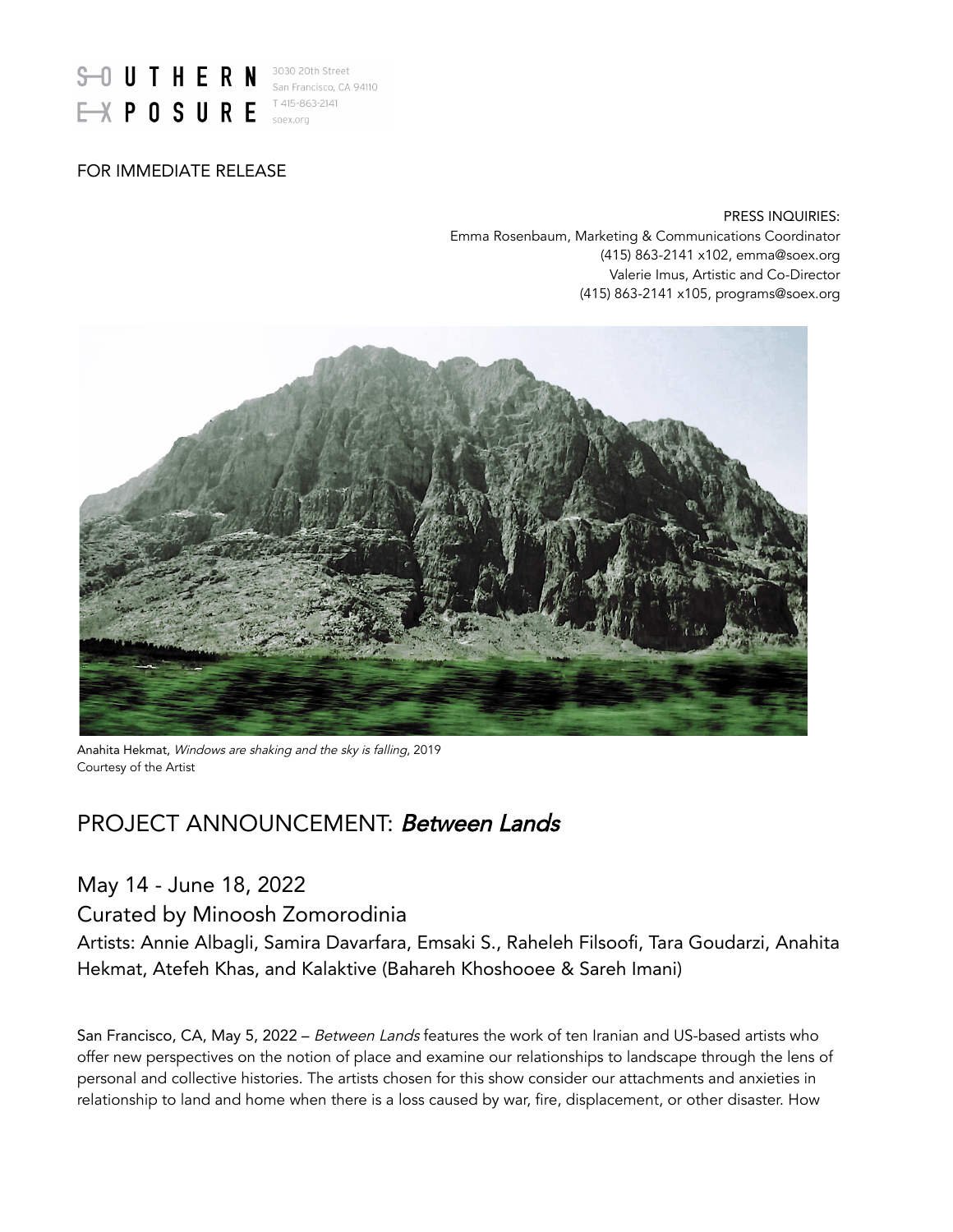SOUTHERN EXPOSURE

3030 20th Street
San Francisco, CA 94110
T 415-863-2141
soex.org

FOR IMMEDIATE RELEASE

PRESS INQUIRIES:
Emma Rosenbaum, Marketing & Communications Coordinator
(415) 863-2141 x102, emma@soex.org
Valerie Imus, Artistic and Co-Director
(415) 863-2141 x105, programs@soex.org

Anahita Hekmat, *Windows are shaking and the sky is falling*, 2019
Courtesy of the Artist

# PROJECT ANNOUNCEMENT: ***Between Lands***

## May 14 - June 18, 2022

## Curated by Minoosh Zomorodinia

Artists: Annie Albagli, Samira Davarfara, Emsaki S., Raheleh Filsoofi, Tara Goudarzi, Anahita Hekmat, Atefeh Khas, and Kalaktive (Bahareh Khoshooee & Sareh Imani)

San Francisco, CA, May 5, 2022 – *Between Lands* features the work of ten Iranian and US-based artists who offer new perspectives on the notion of place and examine our relationships to landscape through the lens of personal and collective histories. The artists chosen for this show consider our attachments and anxieties in relationship to land and home when there is a loss caused by war, fire, displacement, or other disaster. How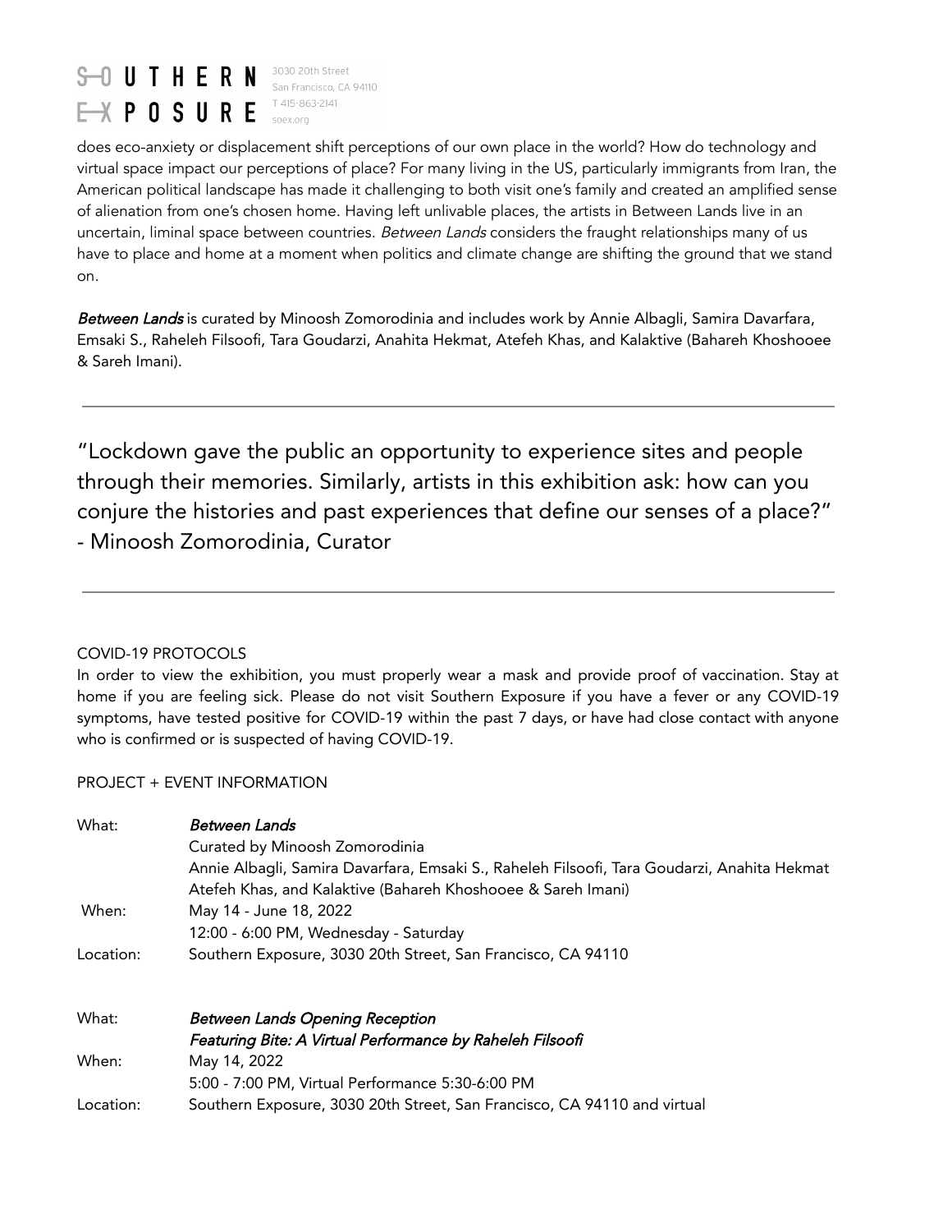does eco-anxiety or displacement shift perceptions of our own place in the world? How do technology and virtual space impact our perceptions of place? For many living in the US, particularly immigrants from Iran, the American political landscape has made it challenging to both visit one's family and created an amplified sense of alienation from one's chosen home. Having left unlivable places, the artists in Between Lands live in an uncertain, liminal space between countries. *Between Lands* considers the fraught relationships many of us have to place and home at a moment when politics and climate change are shifting the ground that we stand on.

***Between Lands*** is curated by Minoosh Zomorodinia and includes work by Annie Albagli, Samira Davarfara, Emsaki S., Raheleh Filsoofi, Tara Goudarzi, Anahita Hekmat, Atefeh Khas, and Kalaktive (Bahareh Khoshooee & Sareh Imani).

---

"Lockdown gave the public an opportunity to experience sites and people through their memories. Similarly, artists in this exhibition ask: how can you conjure the histories and past experiences that define our senses of a place?"
- Minoosh Zomorodinia, Curator

---

COVID-19 PROTOCOLS

In order to view the exhibition, you must properly wear a mask and provide proof of vaccination. Stay at home if you are feeling sick. Please do not visit Southern Exposure if you have a fever or any COVID-19 symptoms, have tested positive for COVID-19 within the past 7 days, or have had close contact with anyone who is confirmed or is suspected of having COVID-19.

PROJECT + EVENT INFORMATION

| | |
|---|---|
| What: | ***Between Lands***<br>Curated by Minoosh Zomorodinia<br>Annie Albagli, Samira Davarfara, Emsaki S., Raheleh Filsoofi, Tara Goudarzi, Anahita Hekmat Atefeh Khas, and Kalaktive (Bahareh Khoshooee & Sareh Imani) |
| When: | May 14 - June 18, 2022<br>12:00 - 6:00 PM, Wednesday - Saturday |
| Location: | Southern Exposure, 3030 20th Street, San Francisco, CA 94110 |

| | |
|---|---|
| What: | ***Between Lands Opening Reception***<br>***Featuring Bite: A Virtual Performance by Raheleh Filsoofi*** |
| When: | May 14, 2022<br>5:00 - 7:00 PM, Virtual Performance 5:30-6:00 PM |
| Location: | Southern Exposure, 3030 20th Street, San Francisco, CA 94110 and virtual |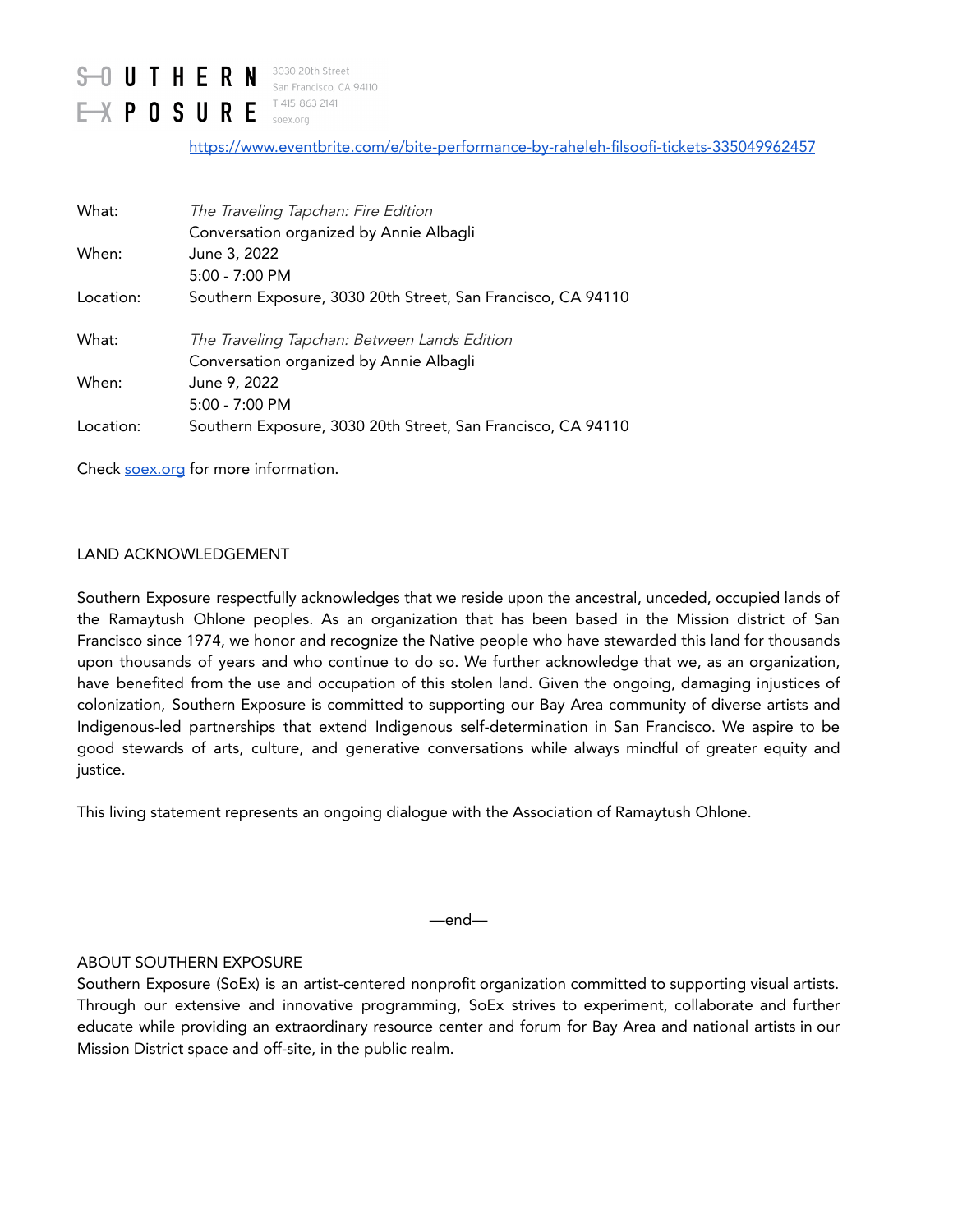https://www.eventbrite.com/e/bite-performance-by-raheleh-filsoofi-tickets-335049962457

| | |
|---|---|
| What: | *The Traveling Tapchan: Fire Edition*<br>Conversation organized by Annie Albagli |
| When: | June 3, 2022<br>5:00 - 7:00 PM |
| Location: | Southern Exposure, 3030 20th Street, San Francisco, CA 94110 |

| | |
|---|---|
| What: | *The Traveling Tapchan: Between Lands Edition*<br>Conversation organized by Annie Albagli |
| When: | June 9, 2022<br>5:00 - 7:00 PM |
| Location: | Southern Exposure, 3030 20th Street, San Francisco, CA 94110 |

Check soex.org for more information.

## LAND ACKNOWLEDGEMENT

Southern Exposure respectfully acknowledges that we reside upon the ancestral, unceded, occupied lands of the Ramaytush Ohlone peoples. As an organization that has been based in the Mission district of San Francisco since 1974, we honor and recognize the Native people who have stewarded this land for thousands upon thousands of years and who continue to do so. We further acknowledge that we, as an organization, have benefited from the use and occupation of this stolen land. Given the ongoing, damaging injustices of colonization, Southern Exposure is committed to supporting our Bay Area community of diverse artists and Indigenous-led partnerships that extend Indigenous self-determination in San Francisco. We aspire to be good stewards of arts, culture, and generative conversations while always mindful of greater equity and justice.

This living statement represents an ongoing dialogue with the Association of Ramaytush Ohlone.

—end—

## ABOUT SOUTHERN EXPOSURE

Southern Exposure (SoEx) is an artist-centered nonprofit organization committed to supporting visual artists. Through our extensive and innovative programming, SoEx strives to experiment, collaborate and further educate while providing an extraordinary resource center and forum for Bay Area and national artists in our Mission District space and off-site, in the public realm.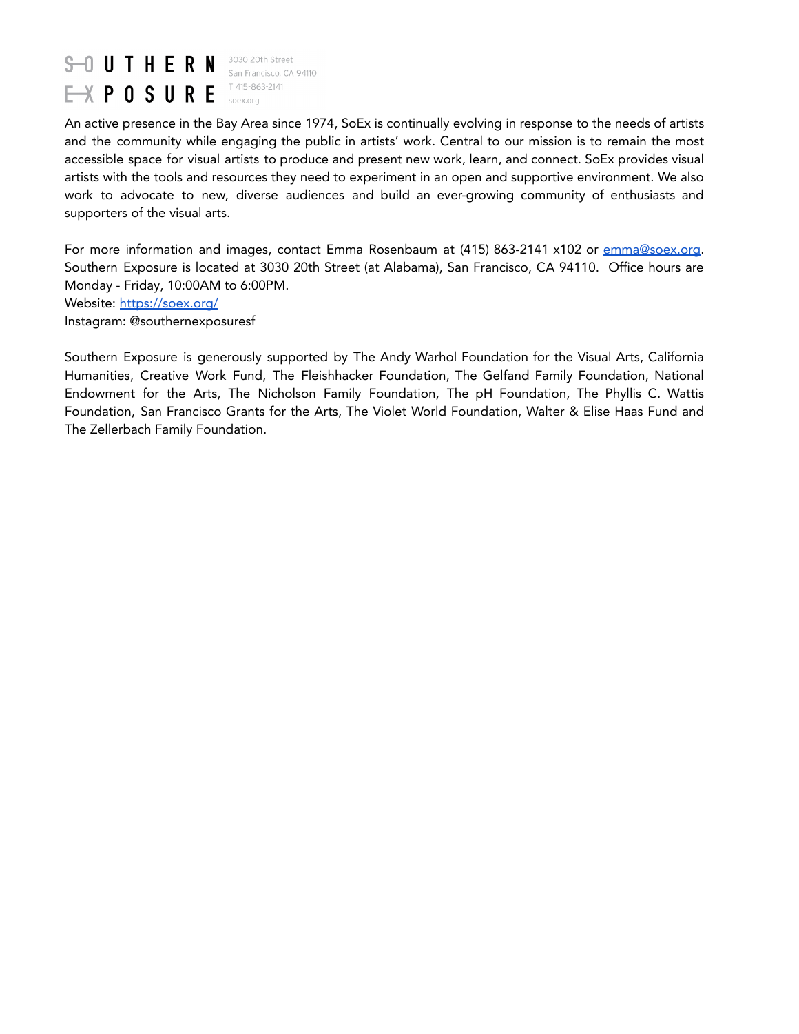SOUTHERN EXPOSURE

3030 20th Street
San Francisco, CA 94110
T 415-863-2141
soex.org

An active presence in the Bay Area since 1974, SoEx is continually evolving in response to the needs of artists and the community while engaging the public in artists' work. Central to our mission is to remain the most accessible space for visual artists to produce and present new work, learn, and connect. SoEx provides visual artists with the tools and resources they need to experiment in an open and supportive environment. We also work to advocate to new, diverse audiences and build an ever-growing community of enthusiasts and supporters of the visual arts.

For more information and images, contact Emma Rosenbaum at (415) 863-2141 x102 or emma@soex.org. Southern Exposure is located at 3030 20th Street (at Alabama), San Francisco, CA 94110. Office hours are Monday - Friday, 10:00AM to 6:00PM.
Website: https://soex.org/
Instagram: @southernexposuresf

Southern Exposure is generously supported by The Andy Warhol Foundation for the Visual Arts, California Humanities, Creative Work Fund, The Fleishhacker Foundation, The Gelfand Family Foundation, National Endowment for the Arts, The Nicholson Family Foundation, The pH Foundation, The Phyllis C. Wattis Foundation, San Francisco Grants for the Arts, The Violet World Foundation, Walter & Elise Haas Fund and The Zellerbach Family Foundation.